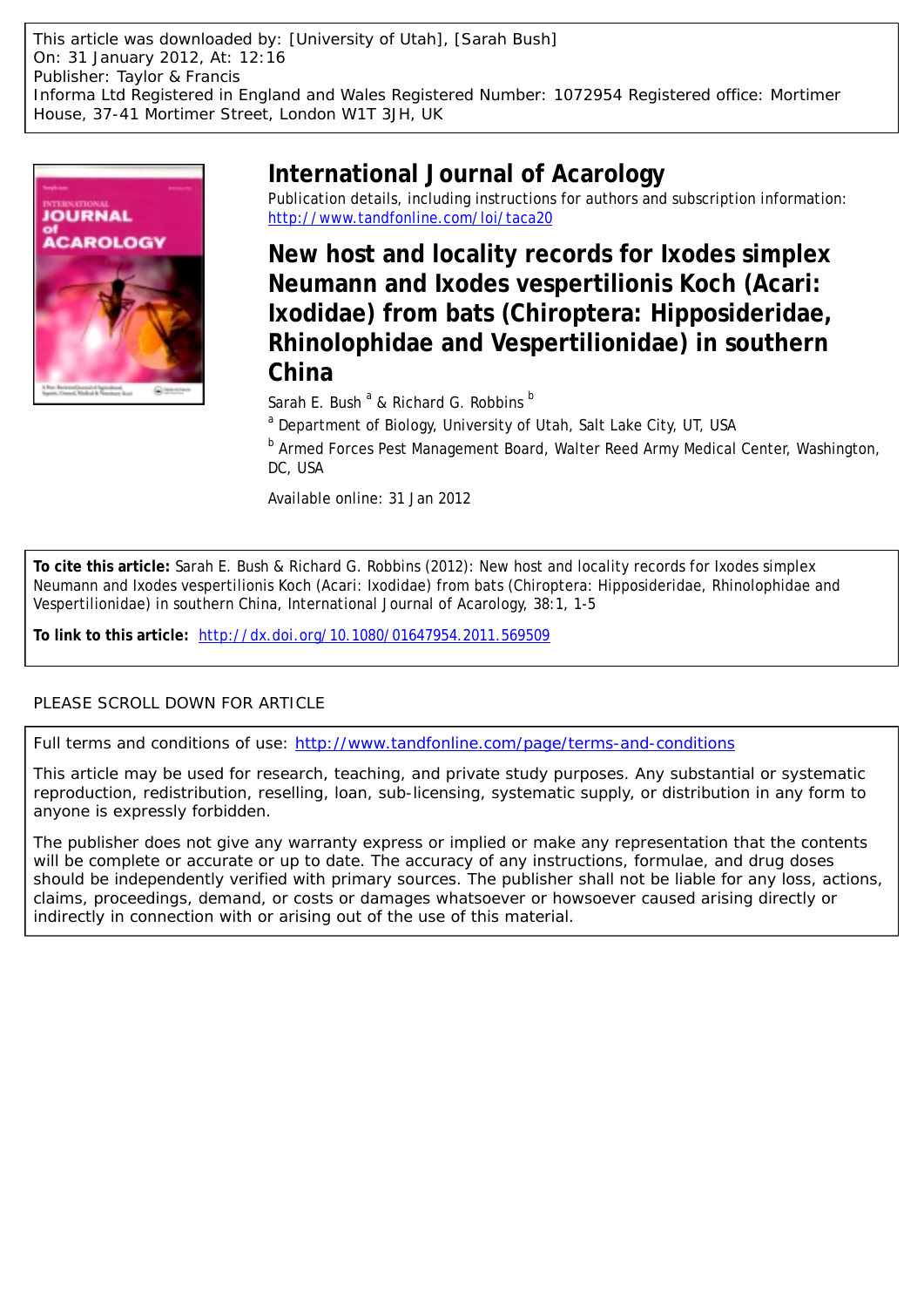This article was downloaded by: [University of Utah], [Sarah Bush]
On: 31 January 2012, At: 12:16
Publisher: Taylor & Francis
Informa Ltd Registered in England and Wales Registered Number: 1072954 Registered office: Mortimer House, 37-41 Mortimer Street, London W1T 3JH, UK

# International Journal of Acarology

Publication details, including instructions for authors and subscription information:
http://www.tandfonline.com/loi/taca20

## New host and locality records for Ixodes simplex Neumann and Ixodes vespertilionis Koch (Acari: Ixodidae) from bats (Chiroptera: Hipposideridae, Rhinolophidae and Vespertilionidae) in southern China

Sarah E. Bush [a] & Richard G. Robbins [b]

[a] Department of Biology, University of Utah, Salt Lake City, UT, USA

[b] Armed Forces Pest Management Board, Walter Reed Army Medical Center, Washington, DC, USA

Available online: 31 Jan 2012

**To cite this article:** Sarah E. Bush & Richard G. Robbins (2012): New host and locality records for Ixodes simplex Neumann and Ixodes vespertilionis Koch (Acari: Ixodidae) from bats (Chiroptera: Hipposideridae, Rhinolophidae and Vespertilionidae) in southern China, International Journal of Acarology, 38:1, 1-5

**To link to this article:** http://dx.doi.org/10.1080/01647954.2011.569509

PLEASE SCROLL DOWN FOR ARTICLE

Full terms and conditions of use: http://www.tandfonline.com/page/terms-and-conditions

This article may be used for research, teaching, and private study purposes. Any substantial or systematic reproduction, redistribution, reselling, loan, sub-licensing, systematic supply, or distribution in any form to anyone is expressly forbidden.

The publisher does not give any warranty express or implied or make any representation that the contents will be complete or accurate or up to date. The accuracy of any instructions, formulae, and drug doses should be independently verified with primary sources. The publisher shall not be liable for any loss, actions, claims, proceedings, demand, or costs or damages whatsoever or howsoever caused arising directly or indirectly in connection with or arising out of the use of this material.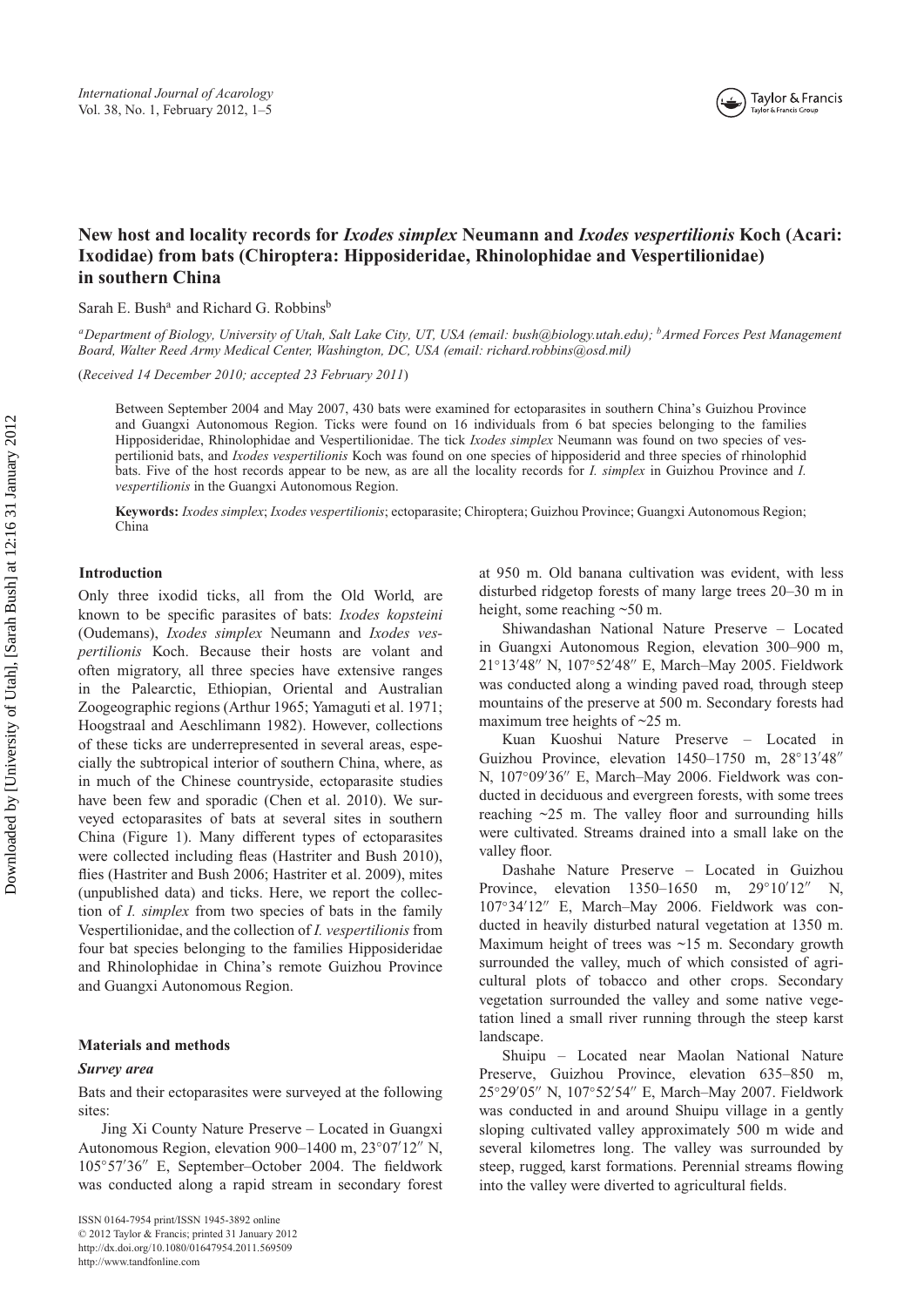# New host and locality records for *Ixodes simplex* Neumann and *Ixodes vespertilionis* Koch (Acari: Ixodidae) from bats (Chiroptera: Hipposideridae, Rhinolophidae and Vespertilionidae) in southern China

Sarah E. Bush[a] and Richard G. Robbins[b]

[a]*Department of Biology, University of Utah, Salt Lake City, UT, USA (email: bush@biology.utah.edu);* [b]*Armed Forces Pest Management Board, Walter Reed Army Medical Center, Washington, DC, USA (email: richard.robbins@osd.mil)*

(*Received 14 December 2010; accepted 23 February 2011*)

Between September 2004 and May 2007, 430 bats were examined for ectoparasites in southern China's Guizhou Province and Guangxi Autonomous Region. Ticks were found on 16 individuals from 6 bat species belonging to the families Hipposideridae, Rhinolophidae and Vespertilionidae. The tick *Ixodes simplex* Neumann was found on two species of vespertilionid bats, and *Ixodes vespertilionis* Koch was found on one species of hipposiderid and three species of rhinolophid bats. Five of the host records appear to be new, as are all the locality records for *I. simplex* in Guizhou Province and *I. vespertilionis* in the Guangxi Autonomous Region.

**Keywords:** *Ixodes simplex*; *Ixodes vespertilionis*; ectoparasite; Chiroptera; Guizhou Province; Guangxi Autonomous Region; China

## Introduction

Only three ixodid ticks, all from the Old World, are known to be specific parasites of bats: *Ixodes kopsteini* (Oudemans), *Ixodes simplex* Neumann and *Ixodes vespertilionis* Koch. Because their hosts are volant and often migratory, all three species have extensive ranges in the Palearctic, Ethiopian, Oriental and Australian Zoogeographic regions (Arthur 1965; Yamaguti et al. 1971; Hoogstraal and Aeschlimann 1982). However, collections of these ticks are underrepresented in several areas, especially the subtropical interior of southern China, where, as in much of the Chinese countryside, ectoparasite studies have been few and sporadic (Chen et al. 2010). We surveyed ectoparasites of bats at several sites in southern China (Figure 1). Many different types of ectoparasites were collected including fleas (Hastriter and Bush 2010), flies (Hastriter and Bush 2006; Hastriter et al. 2009), mites (unpublished data) and ticks. Here, we report the collection of *I. simplex* from two species of bats in the family Vespertilionidae, and the collection of *I. vespertilionis* from four bat species belonging to the families Hipposideridae and Rhinolophidae in China's remote Guizhou Province and Guangxi Autonomous Region.

## Materials and methods

### *Survey area*

Bats and their ectoparasites were surveyed at the following sites:

Jing Xi County Nature Preserve – Located in Guangxi Autonomous Region, elevation 900–1400 m, 23°07′12″ N, 105°57′36″ E, September–October 2004. The fieldwork was conducted along a rapid stream in secondary forest at 950 m. Old banana cultivation was evident, with less disturbed ridgetop forests of many large trees 20–30 m in height, some reaching ~50 m.

Shiwandashan National Nature Preserve – Located in Guangxi Autonomous Region, elevation 300–900 m, 21°13′48″ N, 107°52′48″ E, March–May 2005. Fieldwork was conducted along a winding paved road, through steep mountains of the preserve at 500 m. Secondary forests had maximum tree heights of ~25 m.

Kuan Kuoshui Nature Preserve – Located in Guizhou Province, elevation 1450–1750 m, 28°13′48″ N, 107°09′36″ E, March–May 2006. Fieldwork was conducted in deciduous and evergreen forests, with some trees reaching ~25 m. The valley floor and surrounding hills were cultivated. Streams drained into a small lake on the valley floor.

Dashahe Nature Preserve – Located in Guizhou Province, elevation 1350–1650 m, 29°10′12″ N, 107°34′12″ E, March–May 2006. Fieldwork was conducted in heavily disturbed natural vegetation at 1350 m. Maximum height of trees was ~15 m. Secondary growth surrounded the valley, much of which consisted of agricultural plots of tobacco and other crops. Secondary vegetation surrounded the valley and some native vegetation lined a small river running through the steep karst landscape.

Shuipu – Located near Maolan National Nature Preserve, Guizhou Province, elevation 635–850 m, 25°29′05″ N, 107°52′54″ E, March–May 2007. Fieldwork was conducted in and around Shuipu village in a gently sloping cultivated valley approximately 500 m wide and several kilometres long. The valley was surrounded by steep, rugged, karst formations. Perennial streams flowing into the valley were diverted to agricultural fields.

ISSN 0164-7954 print/ISSN 1945-3892 online
© 2012 Taylor & Francis; printed 31 January 2012
http://dx.doi.org/10.1080/01647954.2011.569509
http://www.tandfonline.com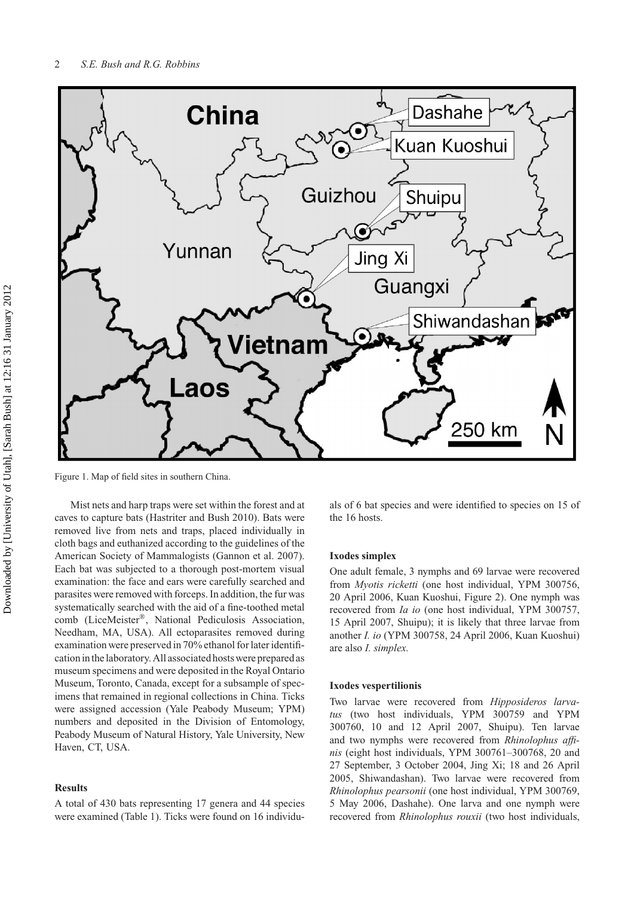Figure 1. Map of field sites in southern China.

Mist nets and harp traps were set within the forest and at caves to capture bats (Hastriter and Bush 2010). Bats were removed live from nets and traps, placed individually in cloth bags and euthanized according to the guidelines of the American Society of Mammalogists (Gannon et al. 2007). Each bat was subjected to a thorough post-mortem visual examination: the face and ears were carefully searched and parasites were removed with forceps. In addition, the fur was systematically searched with the aid of a fine-toothed metal comb (LiceMeister®, National Pediculosis Association, Needham, MA, USA). All ectoparasites removed during examination were preserved in 70% ethanol for later identification in the laboratory. All associated hosts were prepared as museum specimens and were deposited in the Royal Ontario Museum, Toronto, Canada, except for a subsample of specimens that remained in regional collections in China. Ticks were assigned accession (Yale Peabody Museum; YPM) numbers and deposited in the Division of Entomology, Peabody Museum of Natural History, Yale University, New Haven, CT, USA.

## Results

A total of 430 bats representing 17 genera and 44 species were examined (Table 1). Ticks were found on 16 individuals of 6 bat species and were identified to species on 15 of the 16 hosts.

### Ixodes simplex

One adult female, 3 nymphs and 69 larvae were recovered from *Myotis ricketti* (one host individual, YPM 300756, 20 April 2006, Kuan Kuoshui, Figure 2). One nymph was recovered from *Ia io* (one host individual, YPM 300757, 15 April 2007, Shuipu); it is likely that three larvae from another *I. io* (YPM 300758, 24 April 2006, Kuan Kuoshui) are also *I. simplex.*

### Ixodes vespertilionis

Two larvae were recovered from *Hipposideros larvatus* (two host individuals, YPM 300759 and YPM 300760, 10 and 12 April 2007, Shuipu). Ten larvae and two nymphs were recovered from *Rhinolophus affinis* (eight host individuals, YPM 300761–300768, 20 and 27 September, 3 October 2004, Jing Xi; 18 and 26 April 2005, Shiwandashan). Two larvae were recovered from *Rhinolophus pearsonii* (one host individual, YPM 300769, 5 May 2006, Dashahe). One larva and one nymph were recovered from *Rhinolophus rouxii* (two host individuals,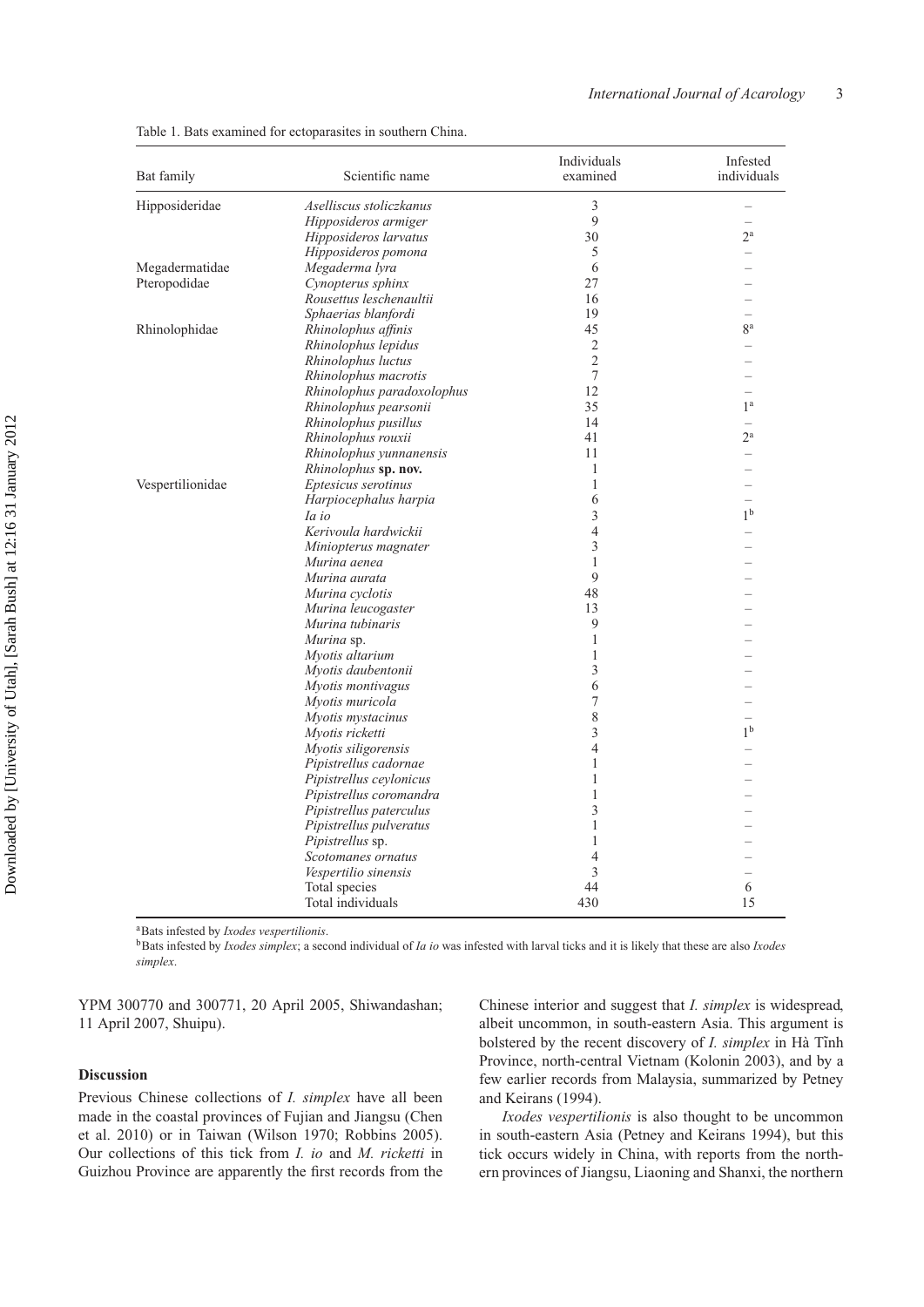Table 1. Bats examined for ectoparasites in southern China.

| Bat family | Scientific name | Individuals examined | Infested individuals |
|---|---|---|---|
| Hipposideridae | *Aselliscus stoliczkanus* | 3 | – |
| | *Hipposideros armiger* | 9 | – |
| | *Hipposideros larvatus* | 30 | 2[a] |
| | *Hipposideros pomona* | 5 | – |
| Megadermatidae | *Megaderma lyra* | 6 | – |
| Pteropodidae | *Cynopterus sphinx* | 27 | – |
| | *Rousettus leschenaultii* | 16 | – |
| | *Sphaerias blanfordi* | 19 | – |
| Rhinolophidae | *Rhinolophus affinis* | 45 | 8[a] |
| | *Rhinolophus lepidus* | 2 | – |
| | *Rhinolophus luctus* | 2 | – |
| | *Rhinolophus macrotis* | 7 | – |
| | *Rhinolophus paradoxolophus* | 12 | – |
| | *Rhinolophus pearsonii* | 35 | 1[a] |
| | *Rhinolophus pusillus* | 14 | – |
| | *Rhinolophus rouxii* | 41 | 2[a] |
| | *Rhinolophus yunnanensis* | 11 | – |
| | *Rhinolophus* **sp. nov.** | 1 | – |
| Vespertilionidae | *Eptesicus serotinus* | 1 | – |
| | *Harpiocephalus harpia* | 6 | – |
| | *Ia io* | 3 | 1[b] |
| | *Kerivoula hardwickii* | 4 | – |
| | *Miniopterus magnater* | 3 | – |
| | *Murina aenea* | 1 | – |
| | *Murina aurata* | 9 | – |
| | *Murina cyclotis* | 48 | – |
| | *Murina leucogaster* | 13 | – |
| | *Murina tubinaris* | 9 | – |
| | *Murina* sp. | 1 | – |
| | *Myotis altarium* | 1 | – |
| | *Myotis daubentonii* | 3 | – |
| | *Myotis montivagus* | 6 | – |
| | *Myotis muricola* | 7 | – |
| | *Myotis mystacinus* | 8 | – |
| | *Myotis ricketti* | 3 | 1[b] |
| | *Myotis siligorensis* | 4 | – |
| | *Pipistrellus cadornae* | 1 | – |
| | *Pipistrellus ceylonicus* | 1 | – |
| | *Pipistrellus coromandra* | 1 | – |
| | *Pipistrellus paterculus* | 3 | – |
| | *Pipistrellus pulveratus* | 1 | – |
| | *Pipistrellus* sp. | 1 | – |
| | *Scotomanes ornatus* | 4 | – |
| | *Vespertilio sinensis* | 3 | – |
| | Total species | 44 | 6 |
| | Total individuals | 430 | 15 |

[a]Bats infested by *Ixodes vespertilionis*.
[b]Bats infested by *Ixodes simplex*; a second individual of *Ia io* was infested with larval ticks and it is likely that these are also *Ixodes simplex*.

YPM 300770 and 300771, 20 April 2005, Shiwandashan; 11 April 2007, Shuipu).

## Discussion

Previous Chinese collections of *I. simplex* have all been made in the coastal provinces of Fujian and Jiangsu (Chen et al. 2010) or in Taiwan (Wilson 1970; Robbins 2005). Our collections of this tick from *I. io* and *M. ricketti* in Guizhou Province are apparently the first records from the Chinese interior and suggest that *I. simplex* is widespread, albeit uncommon, in south-eastern Asia. This argument is bolstered by the recent discovery of *I. simplex* in Hà Tĩnh Province, north-central Vietnam (Kolonin 2003), and by a few earlier records from Malaysia, summarized by Petney and Keirans (1994).

*Ixodes vespertilionis* is also thought to be uncommon in south-eastern Asia (Petney and Keirans 1994), but this tick occurs widely in China, with reports from the northern provinces of Jiangsu, Liaoning and Shanxi, the northern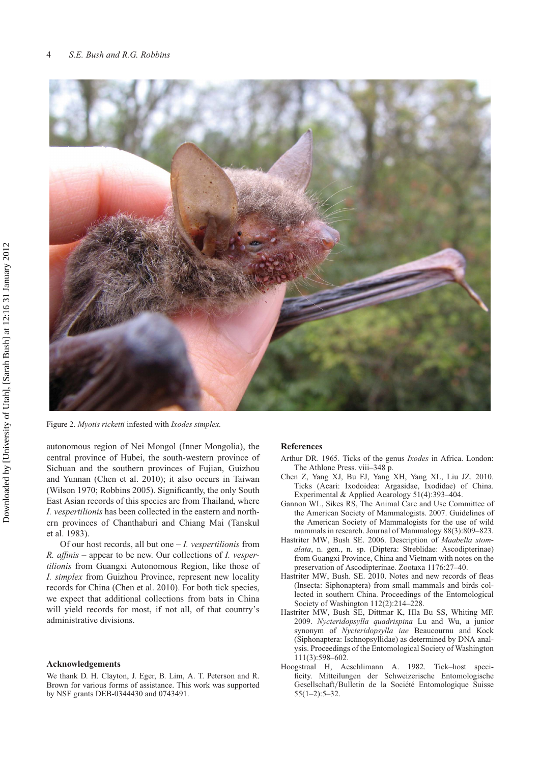Figure 2. *Myotis ricketti* infested with *Ixodes simplex.*

autonomous region of Nei Mongol (Inner Mongolia), the central province of Hubei, the south-western province of Sichuan and the southern provinces of Fujian, Guizhou and Yunnan (Chen et al. 2010); it also occurs in Taiwan (Wilson 1970; Robbins 2005). Significantly, the only South East Asian records of this species are from Thailand, where *I. vespertilionis* has been collected in the eastern and northern provinces of Chanthaburi and Chiang Mai (Tanskul et al. 1983).

Of our host records, all but one – *I. vespertilionis* from *R. affinis* – appear to be new. Our collections of *I. vespertilionis* from Guangxi Autonomous Region, like those of *I. simplex* from Guizhou Province, represent new locality records for China (Chen et al. 2010). For both tick species, we expect that additional collections from bats in China will yield records for most, if not all, of that country's administrative divisions.

## Acknowledgements

We thank D. H. Clayton, J. Eger, B. Lim, A. T. Peterson and R. Brown for various forms of assistance. This work was supported by NSF grants DEB-0344430 and 0743491.

## References

Arthur DR. 1965. Ticks of the genus *Ixodes* in Africa. London: The Athlone Press. viii–348 p.

Chen Z, Yang XJ, Bu FJ, Yang XH, Yang XL, Liu JZ. 2010. Ticks (Acari: Ixodoidea: Argasidae, Ixodidae) of China. Experimental & Applied Acarology 51(4):393–404.

Gannon WL, Sikes RS, The Animal Care and Use Committee of the American Society of Mammalogists. 2007. Guidelines of the American Society of Mammalogists for the use of wild mammals in research. Journal of Mammalogy 88(3):809–823.

Hastriter MW, Bush SE. 2006. Description of *Maabella stomalata*, n. gen., n. sp. (Diptera: Streblidae: Ascodipterinae) from Guangxi Province, China and Vietnam with notes on the preservation of Ascodipterinae. Zootaxa 1176:27–40.

Hastriter MW, Bush. SE. 2010. Notes and new records of fleas (Insecta: Siphonaptera) from small mammals and birds collected in southern China. Proceedings of the Entomological Society of Washington 112(2):214–228.

Hastriter MW, Bush SE, Dittmar K, Hla Bu SS, Whiting MF. 2009. *Nycteridopsylla quadrispina* Lu and Wu, a junior synonym of *Nycteridopsylla iae* Beaucournu and Kock (Siphonaptera: Ischnopsyllidae) as determined by DNA analysis. Proceedings of the Entomological Society of Washington 111(3):598–602.

Hoogstraal H, Aeschlimann A. 1982. Tick–host specificity. Mitteilungen der Schweizerische Entomologische Gesellschaft/Bulletin de la Société Entomologique Suisse 55(1–2):5–32.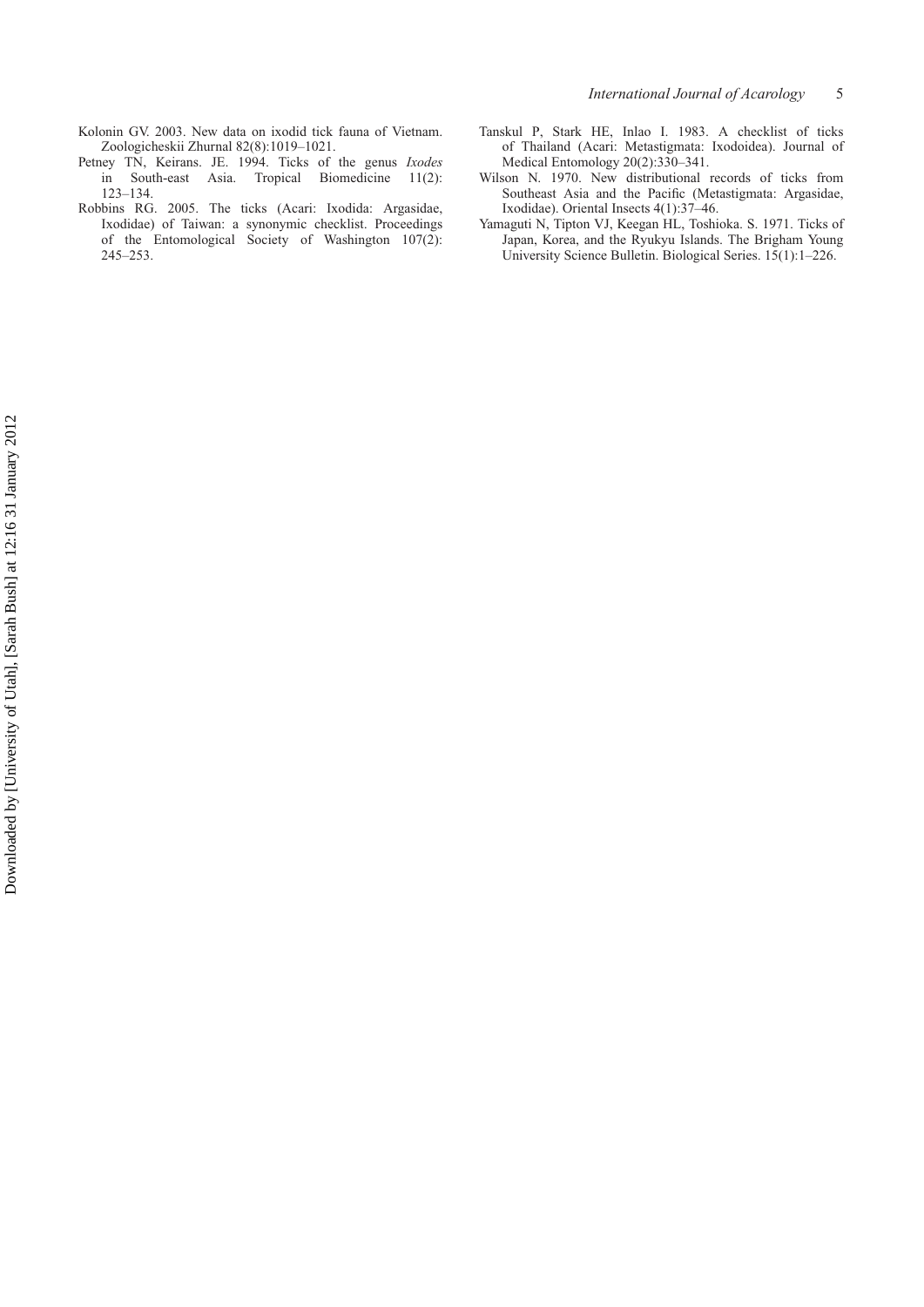Kolonin GV. 2003. New data on ixodid tick fauna of Vietnam. Zoologicheskii Zhurnal 82(8):1019–1021.

Petney TN, Keirans. JE. 1994. Ticks of the genus *Ixodes* in South-east Asia. Tropical Biomedicine 11(2): 123–134.

Robbins RG. 2005. The ticks (Acari: Ixodida: Argasidae, Ixodidae) of Taiwan: a synonymic checklist. Proceedings of the Entomological Society of Washington 107(2): 245–253.

Tanskul P, Stark HE, Inlao I. 1983. A checklist of ticks of Thailand (Acari: Metastigmata: Ixodoidea). Journal of Medical Entomology 20(2):330–341.

Wilson N. 1970. New distributional records of ticks from Southeast Asia and the Pacific (Metastigmata: Argasidae, Ixodidae). Oriental Insects 4(1):37–46.

Yamaguti N, Tipton VJ, Keegan HL, Toshioka. S. 1971. Ticks of Japan, Korea, and the Ryukyu Islands. The Brigham Young University Science Bulletin. Biological Series. 15(1):1–226.